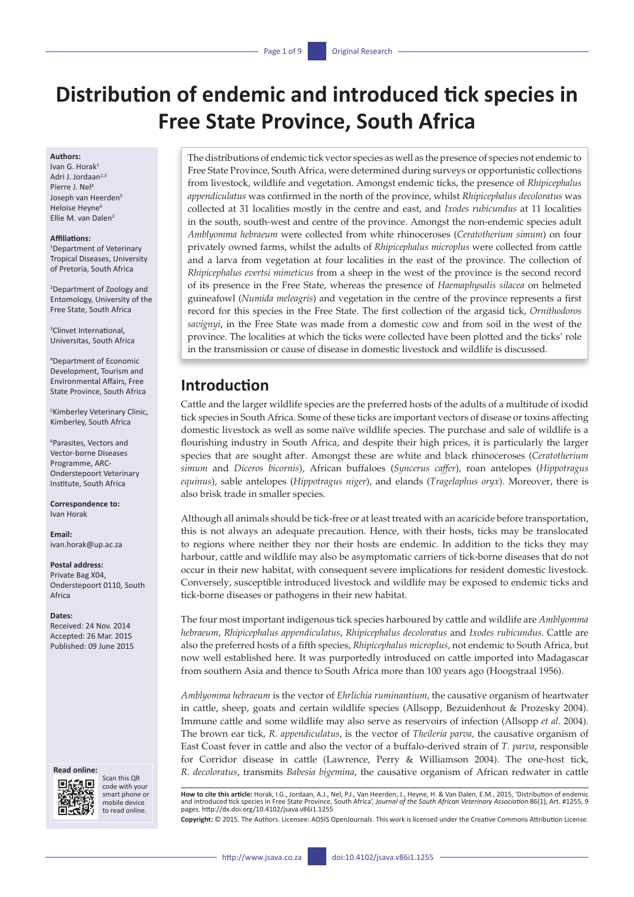# Distribution of endemic and introduced tick species in Free State Province, South Africa

**Authors:**
Ivan G. Horak[1]
Adri J. Jordaan[2,3]
Pierre J. Nel[4]
Joseph van Heerden[5]
Heloise Heyne[6]
Ellie M. van Dalen[2]

**Affiliations:**
[1]Department of Veterinary Tropical Diseases, University of Pretoria, South Africa

[2]Department of Zoology and Entomology, University of the Free State, South Africa

[3]Clinvet International, Universitas, South Africa

[4]Department of Economic Development, Tourism and Environmental Affairs, Free State Province, South Africa

[5]Kimberley Veterinary Clinic, Kimberley, South Africa

[6]Parasites, Vectors and Vector-borne Diseases Programme, ARC-Onderstepoort Veterinary Institute, South Africa

**Correspondence to:**
Ivan Horak

**Email:**
ivan.horak@up.ac.za

**Postal address:**
Private Bag X04, Onderstepoort 0110, South Africa

**Dates:**
Received: 24 Nov. 2014
Accepted: 26 Mar. 2015
Published: 09 June 2015

**Read online:**
Scan this QR code with your smart phone or mobile device to read online.

The distributions of endemic tick vector species as well as the presence of species not endemic to Free State Province, South Africa, were determined during surveys or opportunistic collections from livestock, wildlife and vegetation. Amongst endemic ticks, the presence of *Rhipicephalus appendiculatus* was confirmed in the north of the province, whilst *Rhipicephalus decoloratus* was collected at 31 localities mostly in the centre and east, and *Ixodes rubicundus* at 11 localities in the south, south-west and centre of the province. Amongst the non-endemic species adult *Amblyomma hebraeum* were collected from white rhinoceroses (*Ceratotherium simum*) on four privately owned farms, whilst the adults of *Rhipicephalus microplus* were collected from cattle and a larva from vegetation at four localities in the east of the province. The collection of *Rhipicephalus evertsi mimeticus* from a sheep in the west of the province is the second record of its presence in the Free State, whereas the presence of *Haemaphysalis silacea* on helmeted guineafowl (*Numida meleagris*) and vegetation in the centre of the province represents a first record for this species in the Free State. The first collection of the argasid tick, *Ornithodoros savignyi*, in the Free State was made from a domestic cow and from soil in the west of the province. The localities at which the ticks were collected have been plotted and the ticks' role in the transmission or cause of disease in domestic livestock and wildlife is discussed.

## Introduction

Cattle and the larger wildlife species are the preferred hosts of the adults of a multitude of ixodid tick species in South Africa. Some of these ticks are important vectors of disease or toxins affecting domestic livestock as well as some naïve wildlife species. The purchase and sale of wildlife is a flourishing industry in South Africa, and despite their high prices, it is particularly the larger species that are sought after. Amongst these are white and black rhinoceroses (*Ceratotherium simum* and *Diceros bicornis*), African buffaloes (*Syncerus caffer*), roan antelopes (*Hippotragus equinus*), sable antelopes (*Hippotragus niger*), and elands (*Tragelaphus oryx*). Moreover, there is also brisk trade in smaller species.

Although all animals should be tick-free or at least treated with an acaricide before transportation, this is not always an adequate precaution. Hence, with their hosts, ticks may be translocated to regions where neither they nor their hosts are endemic. In addition to the ticks they may harbour, cattle and wildlife may also be asymptomatic carriers of tick-borne diseases that do not occur in their new habitat, with consequent severe implications for resident domestic livestock. Conversely, susceptible introduced livestock and wildlife may be exposed to endemic ticks and tick-borne diseases or pathogens in their new habitat.

The four most important indigenous tick species harboured by cattle and wildlife are *Amblyomma hebraeum*, *Rhipicephalus appendiculatus*, *Rhipicephalus decoloratus* and *Ixodes rubicundus*. Cattle are also the preferred hosts of a fifth species, *Rhipicephalus microplus*, not endemic to South Africa, but now well established here. It was purportedly introduced on cattle imported into Madagascar from southern Asia and thence to South Africa more than 100 years ago (Hoogstraal 1956).

*Amblyomma hebraeum* is the vector of *Ehrlichia ruminantium*, the causative organism of heartwater in cattle, sheep, goats and certain wildlife species (Allsopp, Bezuidenhout & Prozesky 2004). Immune cattle and some wildlife may also serve as reservoirs of infection (Allsopp *et al*. 2004). The brown ear tick, *R. appendiculatus*, is the vector of *Theileria parva*, the causative organism of East Coast fever in cattle and also the vector of a buffalo-derived strain of *T. parva*, responsible for Corridor disease in cattle (Lawrence, Perry & Williamson 2004). The one-host tick, *R. decoloratus*, transmits *Babesia bigemina*, the causative organism of African redwater in cattle

**How to cite this article:** Horak, I.G., Jordaan, A.J., Nel, P.J., Van Heerden, J., Heyne, H. & Van Dalen, E.M., 2015, 'Distribution of endemic and introduced tick species in Free State Province, South Africa', *Journal of the South African Veterinary Association* 86(1), Art. #1255, 9 pages. http://dx.doi.org/10.4102/jsava.v86i1.1255

**Copyright:** © 2015. The Authors. Licensee: AOSIS OpenJournals. This work is licensed under the Creative Commons Attribution License.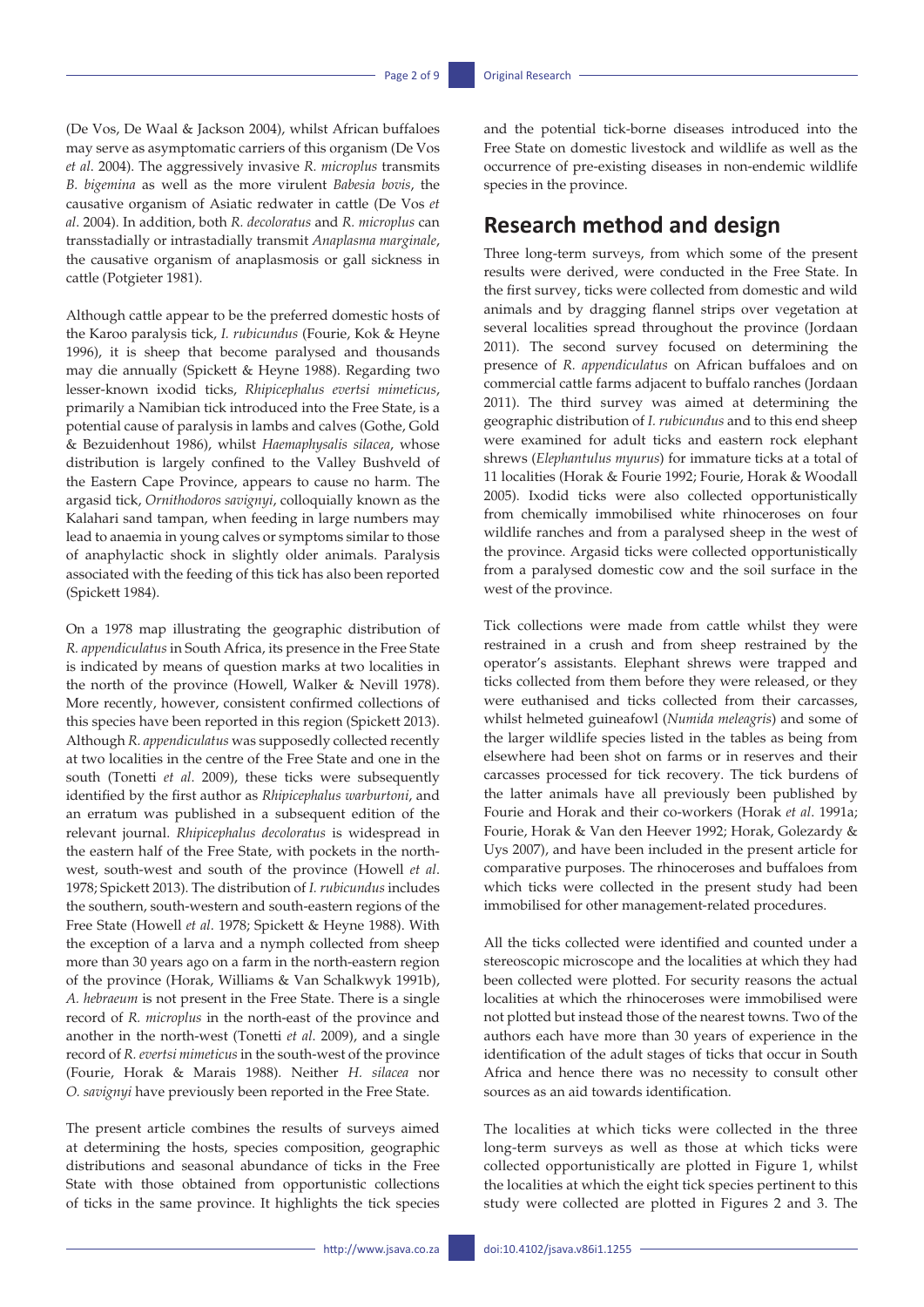(De Vos, De Waal & Jackson 2004), whilst African buffaloes may serve as asymptomatic carriers of this organism (De Vos *et al*. 2004). The aggressively invasive *R. microplus* transmits *B. bigemina* as well as the more virulent *Babesia bovis*, the causative organism of Asiatic redwater in cattle (De Vos *et al*. 2004). In addition, both *R. decoloratus* and *R. microplus* can transstadially or intrastadially transmit *Anaplasma marginale*, the causative organism of anaplasmosis or gall sickness in cattle (Potgieter 1981).

Although cattle appear to be the preferred domestic hosts of the Karoo paralysis tick, *I. rubicundus* (Fourie, Kok & Heyne 1996), it is sheep that become paralysed and thousands may die annually (Spickett & Heyne 1988). Regarding two lesser-known ixodid ticks, *Rhipicephalus evertsi mimeticus*, primarily a Namibian tick introduced into the Free State, is a potential cause of paralysis in lambs and calves (Gothe, Gold & Bezuidenhout 1986), whilst *Haemaphysalis silacea*, whose distribution is largely confined to the Valley Bushveld of the Eastern Cape Province, appears to cause no harm. The argasid tick, *Ornithodoros savignyi*, colloquially known as the Kalahari sand tampan, when feeding in large numbers may lead to anaemia in young calves or symptoms similar to those of anaphylactic shock in slightly older animals. Paralysis associated with the feeding of this tick has also been reported (Spickett 1984).

On a 1978 map illustrating the geographic distribution of *R. appendiculatus* in South Africa, its presence in the Free State is indicated by means of question marks at two localities in the north of the province (Howell, Walker & Nevill 1978). More recently, however, consistent confirmed collections of this species have been reported in this region (Spickett 2013). Although *R. appendiculatus* was supposedly collected recently at two localities in the centre of the Free State and one in the south (Tonetti *et al*. 2009), these ticks were subsequently identified by the first author as *Rhipicephalus warburtoni*, and an erratum was published in a subsequent edition of the relevant journal. *Rhipicephalus decoloratus* is widespread in the eastern half of the Free State, with pockets in the north-west, south-west and south of the province (Howell *et al*. 1978; Spickett 2013). The distribution of *I. rubicundus* includes the southern, south-western and south-eastern regions of the Free State (Howell *et al*. 1978; Spickett & Heyne 1988). With the exception of a larva and a nymph collected from sheep more than 30 years ago on a farm in the north-eastern region of the province (Horak, Williams & Van Schalkwyk 1991b), *A. hebraeum* is not present in the Free State. There is a single record of *R. microplus* in the north-east of the province and another in the north-west (Tonetti *et al*. 2009), and a single record of *R. evertsi mimeticus* in the south-west of the province (Fourie, Horak & Marais 1988). Neither *H. silacea* nor *O. savignyi* have previously been reported in the Free State.

The present article combines the results of surveys aimed at determining the hosts, species composition, geographic distributions and seasonal abundance of ticks in the Free State with those obtained from opportunistic collections of ticks in the same province. It highlights the tick species and the potential tick-borne diseases introduced into the Free State on domestic livestock and wildlife as well as the occurrence of pre-existing diseases in non-endemic wildlife species in the province.

## Research method and design

Three long-term surveys, from which some of the present results were derived, were conducted in the Free State. In the first survey, ticks were collected from domestic and wild animals and by dragging flannel strips over vegetation at several localities spread throughout the province (Jordaan 2011). The second survey focused on determining the presence of *R. appendiculatus* on African buffaloes and on commercial cattle farms adjacent to buffalo ranches (Jordaan 2011). The third survey was aimed at determining the geographic distribution of *I. rubicundus* and to this end sheep were examined for adult ticks and eastern rock elephant shrews (*Elephantulus myurus*) for immature ticks at a total of 11 localities (Horak & Fourie 1992; Fourie, Horak & Woodall 2005). Ixodid ticks were also collected opportunistically from chemically immobilised white rhinoceroses on four wildlife ranches and from a paralysed sheep in the west of the province. Argasid ticks were collected opportunistically from a paralysed domestic cow and the soil surface in the west of the province.

Tick collections were made from cattle whilst they were restrained in a crush and from sheep restrained by the operator's assistants. Elephant shrews were trapped and ticks collected from them before they were released, or they were euthanised and ticks collected from their carcasses, whilst helmeted guineafowl (*Numida meleagris*) and some of the larger wildlife species listed in the tables as being from elsewhere had been shot on farms or in reserves and their carcasses processed for tick recovery. The tick burdens of the latter animals have all previously been published by Fourie and Horak and their co-workers (Horak *et al*. 1991a; Fourie, Horak & Van den Heever 1992; Horak, Golezardy & Uys 2007), and have been included in the present article for comparative purposes. The rhinoceroses and buffaloes from which ticks were collected in the present study had been immobilised for other management-related procedures.

All the ticks collected were identified and counted under a stereoscopic microscope and the localities at which they had been collected were plotted. For security reasons the actual localities at which the rhinoceroses were immobilised were not plotted but instead those of the nearest towns. Two of the authors each have more than 30 years of experience in the identification of the adult stages of ticks that occur in South Africa and hence there was no necessity to consult other sources as an aid towards identification.

The localities at which ticks were collected in the three long-term surveys as well as those at which ticks were collected opportunistically are plotted in Figure 1, whilst the localities at which the eight tick species pertinent to this study were collected are plotted in Figures 2 and 3. The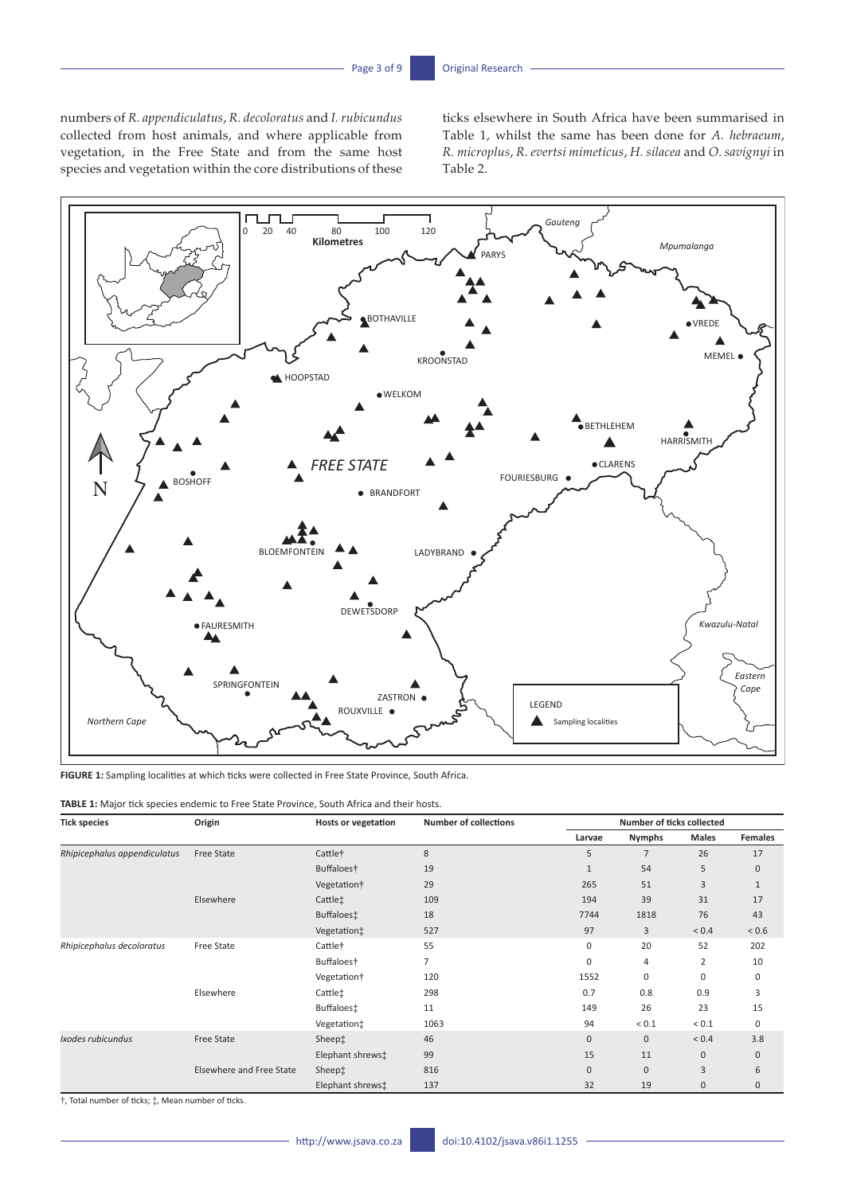numbers of *R. appendiculatus*, *R. decoloratus* and *I. rubicundus* collected from host animals, and where applicable from vegetation, in the Free State and from the same host species and vegetation within the core distributions of these ticks elsewhere in South Africa have been summarised in Table 1, whilst the same has been done for *A. hebraeum*, *R. microplus*, *R. evertsi mimeticus*, *H. silacea* and *O. savignyi* in Table 2.

**FIGURE 1:** Sampling localities at which ticks were collected in Free State Province, South Africa.

**TABLE 1:** Major tick species endemic to Free State Province, South Africa and their hosts.

| Tick species | Origin | Hosts or vegetation | Number of collections | Number of ticks collected | | | |
|---|---|---|---|---|---|---|---|
| | | | | Larvae | Nymphs | Males | Females |
| *Rhipicephalus appendiculatus* | Free State | Cattle† | 8 | 5 | 7 | 26 | 17 |
| | | Buffaloes† | 19 | 1 | 54 | 5 | 0 |
| | | Vegetation† | 29 | 265 | 51 | 3 | 1 |
| | Elsewhere | Cattle‡ | 109 | 194 | 39 | 31 | 17 |
| | | Buffaloes‡ | 18 | 7744 | 1818 | 76 | 43 |
| | | Vegetation‡ | 527 | 97 | 3 | < 0.4 | < 0.6 |
| *Rhipicephalus decoloratus* | Free State | Cattle† | 55 | 0 | 20 | 52 | 202 |
| | | Buffaloes† | 7 | 0 | 4 | 2 | 10 |
| | | Vegetation† | 120 | 1552 | 0 | 0 | 0 |
| | Elsewhere | Cattle‡ | 298 | 0.7 | 0.8 | 0.9 | 3 |
| | | Buffaloes‡ | 11 | 149 | 26 | 23 | 15 |
| | | Vegetation‡ | 1063 | 94 | < 0.1 | < 0.1 | 0 |
| *Ixodes rubicundus* | Free State | Sheep‡ | 46 | 0 | 0 | < 0.4 | 3.8 |
| | | Elephant shrews‡ | 99 | 15 | 11 | 0 | 0 |
| | Elsewhere and Free State | Sheep‡ | 816 | 0 | 0 | 3 | 6 |
| | | Elephant shrews‡ | 137 | 32 | 19 | 0 | 0 |

†, Total number of ticks; ‡, Mean number of ticks.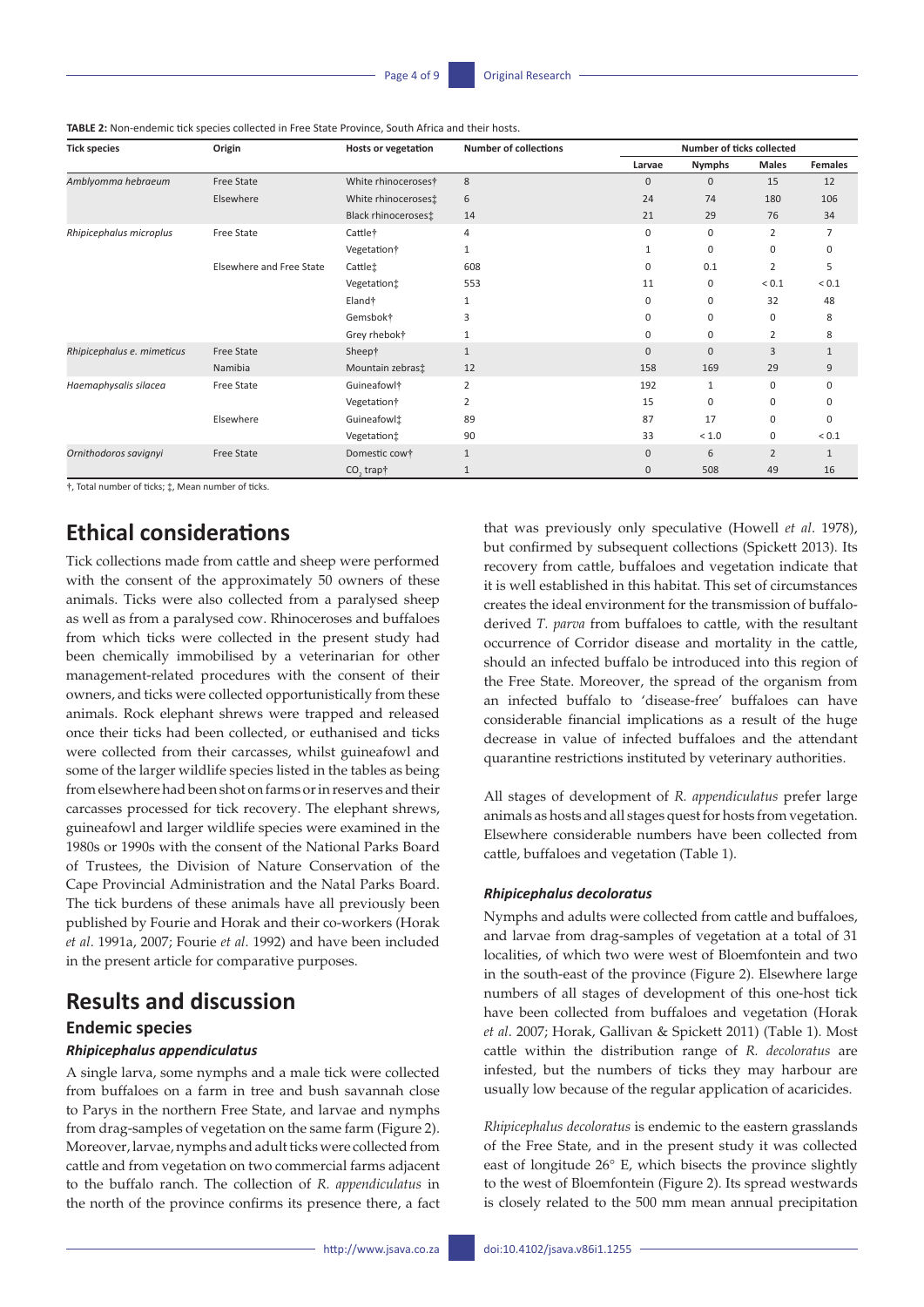**TABLE 2:** Non-endemic tick species collected in Free State Province, South Africa and their hosts.

| Tick species | Origin | Hosts or vegetation | Number of collections | Number of ticks collected | | | |
|---|---|---|---|---|---|---|---|
| | | | | Larvae | Nymphs | Males | Females |
| *Amblyomma hebraeum* | Free State | White rhinoceroses† | 8 | 0 | 0 | 15 | 12 |
| | Elsewhere | White rhinoceroses‡ | 6 | 24 | 74 | 180 | 106 |
| | | Black rhinoceroses‡ | 14 | 21 | 29 | 76 | 34 |
| *Rhipicephalus microplus* | Free State | Cattle† | 4 | 0 | 0 | 2 | 7 |
| | | Vegetation† | 1 | 1 | 0 | 0 | 0 |
| | Elsewhere and Free State | Cattle‡ | 608 | 0 | 0.1 | 2 | 5 |
| | | Vegetation‡ | 553 | 11 | 0 | < 0.1 | < 0.1 |
| | | Eland† | 1 | 0 | 0 | 32 | 48 |
| | | Gemsbok† | 3 | 0 | 0 | 0 | 8 |
| | | Grey rhebok† | 1 | 0 | 0 | 2 | 8 |
| *Rhipicephalus e. mimeticus* | Free State | Sheep† | 1 | 0 | 0 | 3 | 1 |
| | Namibia | Mountain zebras‡ | 12 | 158 | 169 | 29 | 9 |
| *Haemaphysalis silacea* | Free State | Guineafowl† | 2 | 192 | 1 | 0 | 0 |
| | | Vegetation† | 2 | 15 | 0 | 0 | 0 |
| | Elsewhere | Guineafowl‡ | 89 | 87 | 17 | 0 | 0 |
| | | Vegetation‡ | 90 | 33 | < 1.0 | 0 | < 0.1 |
| *Ornithodoros savignyi* | Free State | Domestic cow† | 1 | 0 | 6 | 2 | 1 |
| | | $CO_2$ trap† | 1 | 0 | 508 | 49 | 16 |

†, Total number of ticks; ‡, Mean number of ticks.

## Ethical considerations

Tick collections made from cattle and sheep were performed with the consent of the approximately 50 owners of these animals. Ticks were also collected from a paralysed sheep as well as from a paralysed cow. Rhinoceroses and buffaloes from which ticks were collected in the present study had been chemically immobilised by a veterinarian for other management-related procedures with the consent of their owners, and ticks were collected opportunistically from these animals. Rock elephant shrews were trapped and released once their ticks had been collected, or euthanised and ticks were collected from their carcasses, whilst guineafowl and some of the larger wildlife species listed in the tables as being from elsewhere had been shot on farms or in reserves and their carcasses processed for tick recovery. The elephant shrews, guineafowl and larger wildlife species were examined in the 1980s or 1990s with the consent of the National Parks Board of Trustees, the Division of Nature Conservation of the Cape Provincial Administration and the Natal Parks Board. The tick burdens of these animals have all previously been published by Fourie and Horak and their co-workers (Horak *et al*. 1991a, 2007; Fourie *et al*. 1992) and have been included in the present article for comparative purposes.

## Results and discussion

### Endemic species

#### *Rhipicephalus appendiculatus*

A single larva, some nymphs and a male tick were collected from buffaloes on a farm in tree and bush savannah close to Parys in the northern Free State, and larvae and nymphs from drag-samples of vegetation on the same farm (Figure 2). Moreover, larvae, nymphs and adult ticks were collected from cattle and from vegetation on two commercial farms adjacent to the buffalo ranch. The collection of *R. appendiculatus* in the north of the province confirms its presence there, a fact that was previously only speculative (Howell *et al*. 1978), but confirmed by subsequent collections (Spickett 2013). Its recovery from cattle, buffaloes and vegetation indicate that it is well established in this habitat. This set of circumstances creates the ideal environment for the transmission of buffalo-derived *T. parva* from buffaloes to cattle, with the resultant occurrence of Corridor disease and mortality in the cattle, should an infected buffalo be introduced into this region of the Free State. Moreover, the spread of the organism from an infected buffalo to 'disease-free' buffaloes can have considerable financial implications as a result of the huge decrease in value of infected buffaloes and the attendant quarantine restrictions instituted by veterinary authorities.

All stages of development of *R. appendiculatus* prefer large animals as hosts and all stages quest for hosts from vegetation. Elsewhere considerable numbers have been collected from cattle, buffaloes and vegetation (Table 1).

#### *Rhipicephalus decoloratus*

Nymphs and adults were collected from cattle and buffaloes, and larvae from drag-samples of vegetation at a total of 31 localities, of which two were west of Bloemfontein and two in the south-east of the province (Figure 2). Elsewhere large numbers of all stages of development of this one-host tick have been collected from buffaloes and vegetation (Horak *et al*. 2007; Horak, Gallivan & Spickett 2011) (Table 1). Most cattle within the distribution range of *R. decoloratus* are infested, but the numbers of ticks they may harbour are usually low because of the regular application of acaricides.

*Rhipicephalus decoloratus* is endemic to the eastern grasslands of the Free State, and in the present study it was collected east of longitude 26° E, which bisects the province slightly to the west of Bloemfontein (Figure 2). Its spread westwards is closely related to the 500 mm mean annual precipitation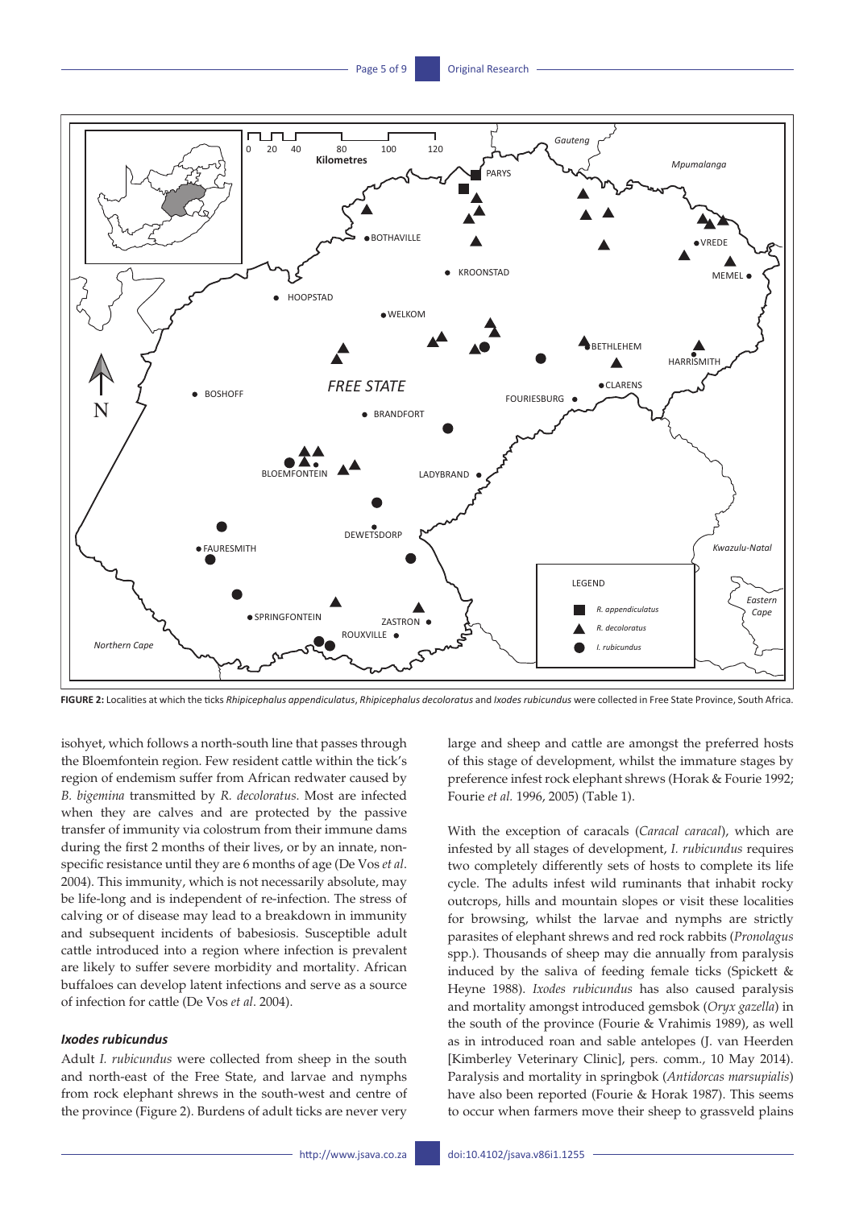0 20 40 80 100 120
Kilometres

Gauteng
Mpumalanga
PARYS
BOTHAVILLE
VREDE
KROONSTAD
MEMEL
HOOPSTAD
WELKOM
BETHLEHEM
HARRISMITH
CLARENS
FOURIESBURG
BOSHOFF
FREE STATE
N
BRANDFORT
BLOEMFONTEIN
LADYBRAND
DEWETSDORP
FAURESMITH
Kwazulu-Natal
SPRINGFONTEIN
ZASTRON
ROUXVILLE
Northern Cape
Eastern Cape

LEGEND
*R. appendiculatus*
*R. decoloratus*
*I. rubicundus*

**FIGURE 2:** Localities at which the ticks *Rhipicephalus appendiculatus*, *Rhipicephalus decoloratus* and *Ixodes rubicundus* were collected in Free State Province, South Africa.

isohyet, which follows a north-south line that passes through the Bloemfontein region. Few resident cattle within the tick's region of endemism suffer from African redwater caused by *B. bigemina* transmitted by *R. decoloratus*. Most are infected when they are calves and are protected by the passive transfer of immunity via colostrum from their immune dams during the first 2 months of their lives, or by an innate, non-specific resistance until they are 6 months of age (De Vos *et al*. 2004). This immunity, which is not necessarily absolute, may be life-long and is independent of re-infection. The stress of calving or of disease may lead to a breakdown in immunity and subsequent incidents of babesiosis. Susceptible adult cattle introduced into a region where infection is prevalent are likely to suffer severe morbidity and mortality. African buffaloes can develop latent infections and serve as a source of infection for cattle (De Vos *et al*. 2004).

### *Ixodes rubicundus*

Adult *I. rubicundus* were collected from sheep in the south and north-east of the Free State, and larvae and nymphs from rock elephant shrews in the south-west and centre of the province (Figure 2). Burdens of adult ticks are never very large and sheep and cattle are amongst the preferred hosts of this stage of development, whilst the immature stages by preference infest rock elephant shrews (Horak & Fourie 1992; Fourie *et al.* 1996, 2005) (Table 1).

With the exception of caracals (*Caracal caracal*), which are infested by all stages of development, *I. rubicundus* requires two completely differently sets of hosts to complete its life cycle. The adults infest wild ruminants that inhabit rocky outcrops, hills and mountain slopes or visit these localities for browsing, whilst the larvae and nymphs are strictly parasites of elephant shrews and red rock rabbits (*Pronolagus* spp.). Thousands of sheep may die annually from paralysis induced by the saliva of feeding female ticks (Spickett & Heyne 1988). *Ixodes rubicundus* has also caused paralysis and mortality amongst introduced gemsbok (*Oryx gazella*) in the south of the province (Fourie & Vrahimis 1989), as well as in introduced roan and sable antelopes (J. van Heerden [Kimberley Veterinary Clinic], pers. comm., 10 May 2014). Paralysis and mortality in springbok (*Antidorcas marsupialis*) have also been reported (Fourie & Horak 1987). This seems to occur when farmers move their sheep to grassveld plains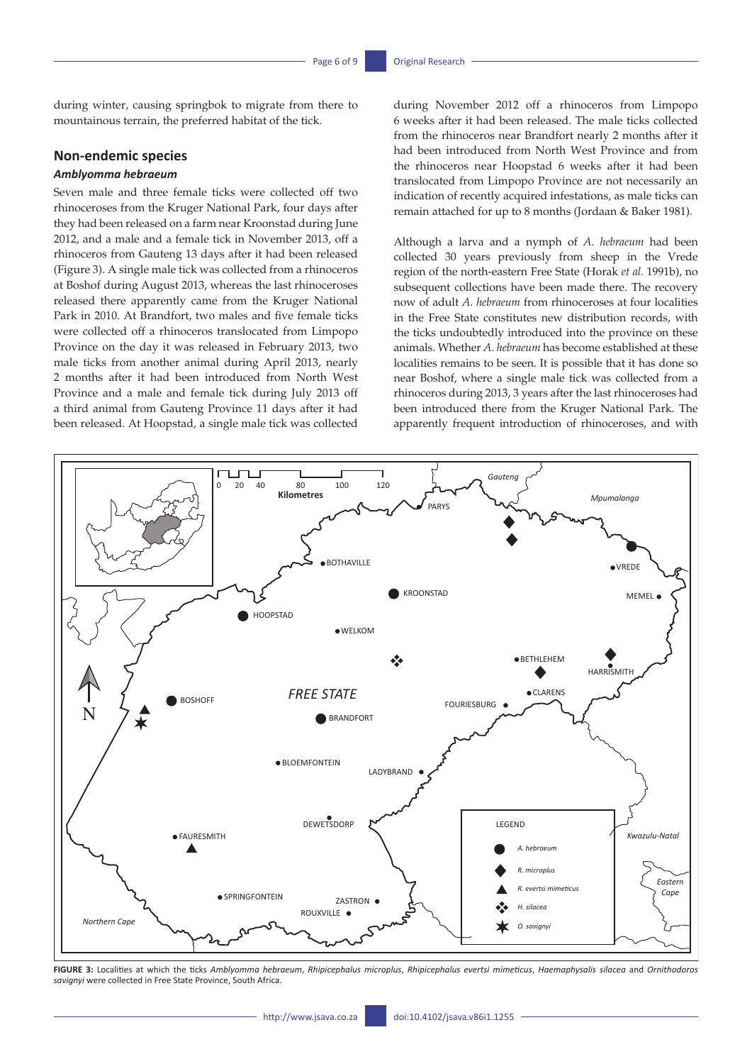during winter, causing springbok to migrate from there to mountainous terrain, the preferred habitat of the tick.

## Non-endemic species

### *Amblyomma hebraeum*

Seven male and three female ticks were collected off two rhinoceroses from the Kruger National Park, four days after they had been released on a farm near Kroonstad during June 2012, and a male and a female tick in November 2013, off a rhinoceros from Gauteng 13 days after it had been released (Figure 3). A single male tick was collected from a rhinoceros at Boshof during August 2013, whereas the last rhinoceroses released there apparently came from the Kruger National Park in 2010. At Brandfort, two males and five female ticks were collected off a rhinoceros translocated from Limpopo Province on the day it was released in February 2013, two male ticks from another animal during April 2013, nearly 2 months after it had been introduced from North West Province and a male and female tick during July 2013 off a third animal from Gauteng Province 11 days after it had been released. At Hoopstad, a single male tick was collected during November 2012 off a rhinoceros from Limpopo 6 weeks after it had been released. The male ticks collected from the rhinoceros near Brandfort nearly 2 months after it had been introduced from North West Province and from the rhinoceros near Hoopstad 6 weeks after it had been translocated from Limpopo Province are not necessarily an indication of recently acquired infestations, as male ticks can remain attached for up to 8 months (Jordaan & Baker 1981).

Although a larva and a nymph of *A. hebraeum* had been collected 30 years previously from sheep in the Vrede region of the north-eastern Free State (Horak *et al.* 1991b), no subsequent collections have been made there. The recovery now of adult *A. hebraeum* from rhinoceroses at four localities in the Free State constitutes new distribution records, with the ticks undoubtedly introduced into the province on these animals. Whether *A. hebraeum* has become established at these localities remains to be seen. It is possible that it has done so near Boshof, where a single male tick was collected from a rhinoceros during 2013, 3 years after the last rhinoceroses had been introduced there from the Kruger National Park. The apparently frequent introduction of rhinoceroses, and with

0 20 40 80 100 120
Kilometres
N
Gauteng
Mpumalanga
PARYS
VREDE
BOTHAVILLE
KROONSTAD
MEMEL
HOOPSTAD
WELKOM
BETHLEHEM
HARRISMITH
CLARENS
FREE STATE
FOURIESBURG
BOSHOFF
BRANDFORT
BLOEMFONTEIN
LADYBRAND
DEWETSDORP
FAURESMITH
Kwazulu-Natal
Eastern Cape
SPRINGFONTEIN
ZASTRON
ROUXVILLE
Northern Cape
LEGEND
*A. hebraeum*
*R. microplus*
*R. evertsi mimeticus*
*H. silacea*
*O. savignyi*

**FIGURE 3:** Localities at which the ticks *Amblyomma hebraeum*, *Rhipicephalus microplus*, *Rhipicephalus evertsi mimeticus*, *Haemaphysalis silacea* and *Ornithodoros savignyi* were collected in Free State Province, South Africa.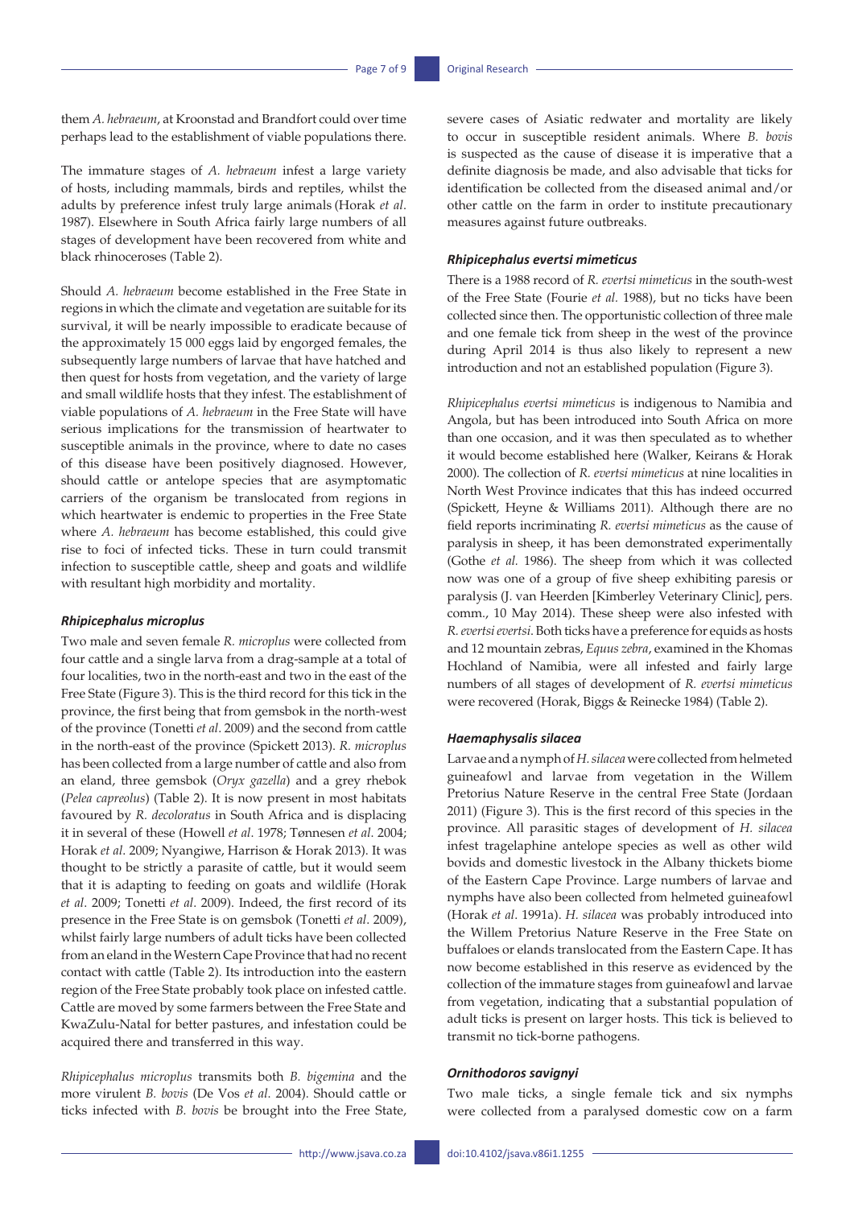them *A. hebraeum*, at Kroonstad and Brandfort could over time perhaps lead to the establishment of viable populations there.

The immature stages of *A. hebraeum* infest a large variety of hosts, including mammals, birds and reptiles, whilst the adults by preference infest truly large animals (Horak *et al*. 1987). Elsewhere in South Africa fairly large numbers of all stages of development have been recovered from white and black rhinoceroses (Table 2).

Should *A. hebraeum* become established in the Free State in regions in which the climate and vegetation are suitable for its survival, it will be nearly impossible to eradicate because of the approximately 15 000 eggs laid by engorged females, the subsequently large numbers of larvae that have hatched and then quest for hosts from vegetation, and the variety of large and small wildlife hosts that they infest. The establishment of viable populations of *A. hebraeum* in the Free State will have serious implications for the transmission of heartwater to susceptible animals in the province, where to date no cases of this disease have been positively diagnosed. However, should cattle or antelope species that are asymptomatic carriers of the organism be translocated from regions in which heartwater is endemic to properties in the Free State where *A. hebraeum* has become established, this could give rise to foci of infected ticks. These in turn could transmit infection to susceptible cattle, sheep and goats and wildlife with resultant high morbidity and mortality.

### *Rhipicephalus microplus*

Two male and seven female *R. microplus* were collected from four cattle and a single larva from a drag-sample at a total of four localities, two in the north-east and two in the east of the Free State (Figure 3). This is the third record for this tick in the province, the first being that from gemsbok in the north-west of the province (Tonetti *et al*. 2009) and the second from cattle in the north-east of the province (Spickett 2013). *R. microplus* has been collected from a large number of cattle and also from an eland, three gemsbok (*Oryx gazella*) and a grey rhebok (*Pelea capreolus*) (Table 2). It is now present in most habitats favoured by *R. decoloratus* in South Africa and is displacing it in several of these (Howell *et al*. 1978; Tønnesen *et al*. 2004; Horak *et al*. 2009; Nyangiwe, Harrison & Horak 2013). It was thought to be strictly a parasite of cattle, but it would seem that it is adapting to feeding on goats and wildlife (Horak *et al*. 2009; Tonetti *et al*. 2009). Indeed, the first record of its presence in the Free State is on gemsbok (Tonetti *et al*. 2009), whilst fairly large numbers of adult ticks have been collected from an eland in the Western Cape Province that had no recent contact with cattle (Table 2). Its introduction into the eastern region of the Free State probably took place on infested cattle. Cattle are moved by some farmers between the Free State and KwaZulu-Natal for better pastures, and infestation could be acquired there and transferred in this way.

*Rhipicephalus microplus* transmits both *B. bigemina* and the more virulent *B. bovis* (De Vos *et al*. 2004). Should cattle or ticks infected with *B. bovis* be brought into the Free State, severe cases of Asiatic redwater and mortality are likely to occur in susceptible resident animals. Where *B. bovis* is suspected as the cause of disease it is imperative that a definite diagnosis be made, and also advisable that ticks for identification be collected from the diseased animal and/or other cattle on the farm in order to institute precautionary measures against future outbreaks.

### *Rhipicephalus evertsi mimeticus*

There is a 1988 record of *R. evertsi mimeticus* in the south-west of the Free State (Fourie *et al*. 1988), but no ticks have been collected since then. The opportunistic collection of three male and one female tick from sheep in the west of the province during April 2014 is thus also likely to represent a new introduction and not an established population (Figure 3).

*Rhipicephalus evertsi mimeticus* is indigenous to Namibia and Angola, but has been introduced into South Africa on more than one occasion, and it was then speculated as to whether it would become established here (Walker, Keirans & Horak 2000). The collection of *R. evertsi mimeticus* at nine localities in North West Province indicates that this has indeed occurred (Spickett, Heyne & Williams 2011). Although there are no field reports incriminating *R. evertsi mimeticus* as the cause of paralysis in sheep, it has been demonstrated experimentally (Gothe *et al*. 1986). The sheep from which it was collected now was one of a group of five sheep exhibiting paresis or paralysis (J. van Heerden [Kimberley Veterinary Clinic], pers. comm., 10 May 2014). These sheep were also infested with *R. evertsi evertsi*. Both ticks have a preference for equids as hosts and 12 mountain zebras, *Equus zebra*, examined in the Khomas Hochland of Namibia, were all infested and fairly large numbers of all stages of development of *R. evertsi mimeticus* were recovered (Horak, Biggs & Reinecke 1984) (Table 2).

### *Haemaphysalis silacea*

Larvae and a nymph of *H. silacea* were collected from helmeted guineafowl and larvae from vegetation in the Willem Pretorius Nature Reserve in the central Free State (Jordaan 2011) (Figure 3). This is the first record of this species in the province. All parasitic stages of development of *H. silacea* infest tragelaphine antelope species as well as other wild bovids and domestic livestock in the Albany thickets biome of the Eastern Cape Province. Large numbers of larvae and nymphs have also been collected from helmeted guineafowl (Horak *et al*. 1991a). *H. silacea* was probably introduced into the Willem Pretorius Nature Reserve in the Free State on buffaloes or elands translocated from the Eastern Cape. It has now become established in this reserve as evidenced by the collection of the immature stages from guineafowl and larvae from vegetation, indicating that a substantial population of adult ticks is present on larger hosts. This tick is believed to transmit no tick-borne pathogens.

### *Ornithodoros savignyi*

Two male ticks, a single female tick and six nymphs were collected from a paralysed domestic cow on a farm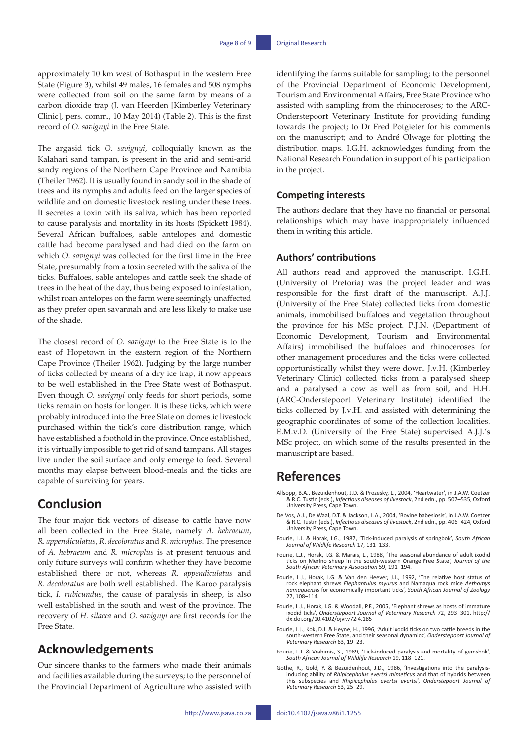approximately 10 km west of Bothasput in the western Free State (Figure 3), whilst 49 males, 16 females and 508 nymphs were collected from soil on the same farm by means of a carbon dioxide trap (J. van Heerden [Kimberley Veterinary Clinic], pers. comm., 10 May 2014) (Table 2). This is the first record of *O. savignyi* in the Free State.

The argasid tick *O. savignyi*, colloquially known as the Kalahari sand tampan, is present in the arid and semi-arid sandy regions of the Northern Cape Province and Namibia (Theiler 1962). It is usually found in sandy soil in the shade of trees and its nymphs and adults feed on the larger species of wildlife and on domestic livestock resting under these trees. It secretes a toxin with its saliva, which has been reported to cause paralysis and mortality in its hosts (Spickett 1984). Several African buffaloes, sable antelopes and domestic cattle had become paralysed and had died on the farm on which *O. savignyi* was collected for the first time in the Free State, presumably from a toxin secreted with the saliva of the ticks. Buffaloes, sable antelopes and cattle seek the shade of trees in the heat of the day, thus being exposed to infestation, whilst roan antelopes on the farm were seemingly unaffected as they prefer open savannah and are less likely to make use of the shade.

The closest record of *O. savignyi* to the Free State is to the east of Hopetown in the eastern region of the Northern Cape Province (Theiler 1962). Judging by the large number of ticks collected by means of a dry ice trap, it now appears to be well established in the Free State west of Bothasput. Even though *O. savignyi* only feeds for short periods, some ticks remain on hosts for longer. It is these ticks, which were probably introduced into the Free State on domestic livestock purchased within the tick's core distribution range, which have established a foothold in the province. Once established, it is virtually impossible to get rid of sand tampans. All stages live under the soil surface and only emerge to feed. Several months may elapse between blood-meals and the ticks are capable of surviving for years.

## Conclusion

The four major tick vectors of disease to cattle have now all been collected in the Free State, namely *A. hebraeum*, *R. appendiculatus*, *R. decoloratus* and *R. microplus*. The presence of *A. hebraeum* and *R. microplus* is at present tenuous and only future surveys will confirm whether they have become established there or not, whereas *R. appendiculatus* and *R. decoloratus* are both well established. The Karoo paralysis tick, *I. rubicundus*, the cause of paralysis in sheep, is also well established in the south and west of the province. The recovery of *H. silacea* and *O. savignyi* are first records for the Free State.

## Acknowledgements

Our sincere thanks to the farmers who made their animals and facilities available during the surveys; to the personnel of the Provincial Department of Agriculture who assisted with identifying the farms suitable for sampling; to the personnel of the Provincial Department of Economic Development, Tourism and Environmental Affairs, Free State Province who assisted with sampling from the rhinoceroses; to the ARC-Onderstepoort Veterinary Institute for providing funding towards the project; to Dr Fred Potgieter for his comments on the manuscript; and to André Olwage for plotting the distribution maps. I.G.H. acknowledges funding from the National Research Foundation in support of his participation in the project.

### Competing interests

The authors declare that they have no financial or personal relationships which may have inappropriately influenced them in writing this article.

### Authors' contributions

All authors read and approved the manuscript. I.G.H. (University of Pretoria) was the project leader and was responsible for the first draft of the manuscript. A.J.J. (University of the Free State) collected ticks from domestic animals, immobilised buffaloes and vegetation throughout the province for his MSc project. P.J.N. (Department of Economic Development, Tourism and Environmental Affairs) immobilised the buffaloes and rhinoceroses for other management procedures and the ticks were collected opportunistically whilst they were down. J.v.H. (Kimberley Veterinary Clinic) collected ticks from a paralysed sheep and a paralysed a cow as well as from soil, and H.H. (ARC-Onderstepoort Veterinary Institute) identified the ticks collected by J.v.H. and assisted with determining the geographic coordinates of some of the collection localities. E.M.v.D. (University of the Free State) supervised A.J.J.'s MSc project, on which some of the results presented in the manuscript are based.

## References

Allsopp, B.A., Bezuidenhout, J.D. & Prozesky, L., 2004, 'Heartwater', in J.A.W. Coetzer & R.C. Tustin (eds.), *Infectious diseases of livestock*, 2nd edn., pp. 507–535, Oxford University Press, Cape Town.

De Vos, A.J., De Waal, D.T. & Jackson, L.A., 2004, 'Bovine babesiosis', in J.A.W. Coetzer & R.C. Tustin (eds.), *Infectious diseases of livestock*, 2nd edn., pp. 406–424, Oxford University Press, Cape Town.

Fourie, L.J. & Horak, I.G., 1987, 'Tick-induced paralysis of springbok', *South African Journal of Wildlife Research* 17, 131–133.

Fourie, L.J., Horak, I.G. & Marais, L., 1988, 'The seasonal abundance of adult ixodid ticks on Merino sheep in the south-western Orange Free State', *Journal of the South African Veterinary Association* 59, 191–194.

Fourie, L.J., Horak, I.G. & Van den Heever, J.J., 1992, 'The relative host status of rock elephant shrews *Elephantulus myurus* and Namaqua rock mice *Aethomys namaquensis* for economically important ticks', *South African Journal of Zoology* 27, 108–114.

Fourie, L.J., Horak, I.G. & Woodall, P.F., 2005, 'Elephant shrews as hosts of immature ixodid ticks', *Onderstepoort Journal of Veterinary Research* 72, 293–301. http://dx.doi.org/10.4102/ojvr.v72i4.185

Fourie, L.J., Kok, D.J. & Heyne, H., 1996, 'Adult ixodid ticks on two cattle breeds in the south-western Free State, and their seasonal dynamics', *Onderstepoort Journal of Veterinary Research* 63, 19–23.

Fourie, L.J. & Vrahimis, S., 1989, 'Tick-induced paralysis and mortality of gemsbok', *South African Journal of Wildlife Research* 19, 118–121.

Gothe, R., Gold, Y. & Bezuidenhout, J.D., 1986, 'Investigations into the paralysis-inducing ability of *Rhipicephalus evertsi mimeticus* and that of hybrids between this subspecies and *Rhipicephalus evertsi evertsi*', *Onderstepoort Journal of Veterinary Research* 53, 25–29.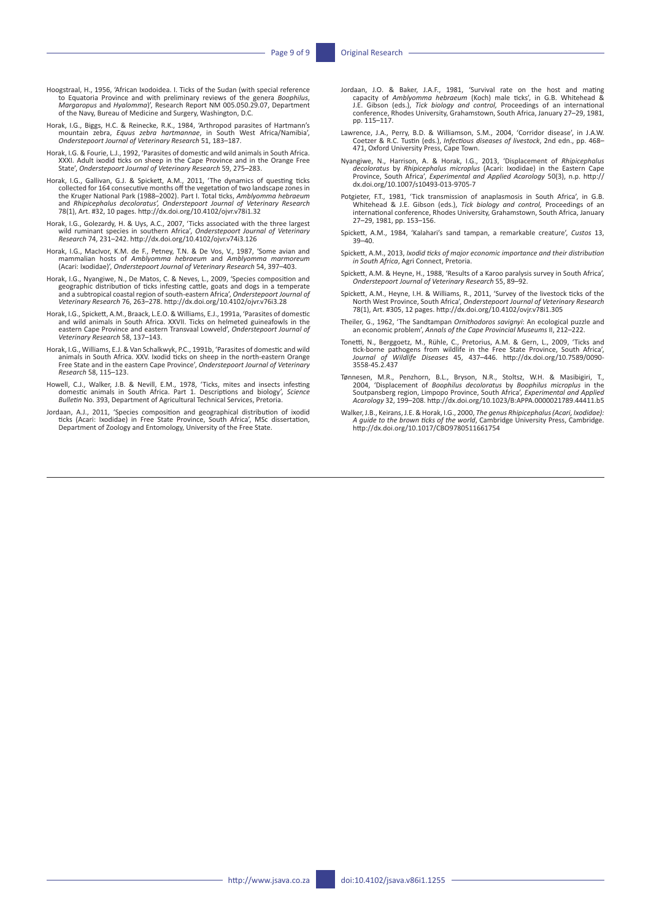Hoogstraal, H., 1956, 'African Ixodoidea. I. Ticks of the Sudan (with special reference to Equatoria Province and with preliminary reviews of the genera *Boophilus*, *Margaropus* and *Hyalomma*)', Research Report NM 005.050.29.07, Department of the Navy, Bureau of Medicine and Surgery, Washington, D.C.

Horak, I.G., Biggs, H.C. & Reinecke, R.K., 1984, 'Arthropod parasites of Hartmann's mountain zebra, *Equus zebra hartmannae*, in South West Africa/Namibia', *Onderstepoort Journal of Veterinary Research* 51, 183–187.

Horak, I.G. & Fourie, L.J., 1992, 'Parasites of domestic and wild animals in South Africa. XXXI. Adult ixodid ticks on sheep in the Cape Province and in the Orange Free State', *Onderstepoort Journal of Veterinary Research* 59, 275–283.

Horak, I.G., Gallivan, G.J. & Spickett, A.M., 2011, 'The dynamics of questing ticks collected for 164 consecutive months off the vegetation of two landscape zones in the Kruger National Park (1988–2002). Part I. Total ticks, *Amblyomma hebraeum* and *Rhipicephalus decoloratus*', *Onderstepoort Journal of Veterinary Research* 78(1), Art. #32, 10 pages. http://dx.doi.org/10.4102/ojvr.v78i1.32

Horak, I.G., Golezardy, H. & Uys, A.C., 2007, 'Ticks associated with the three largest wild ruminant species in southern Africa', *Onderstepoort Journal of Veterinary Research* 74, 231–242. http://dx.doi.org/10.4102/ojvr.v74i3.126

Horak, I.G., MacIvor, K.M. de F., Petney, T.N. & De Vos, V., 1987, 'Some avian and mammalian hosts of *Amblyomma hebraeum* and *Amblyomma marmoreum* (Acari: Ixodidae)', *Onderstepoort Journal of Veterinary Research* 54, 397–403.

Horak, I.G., Nyangiwe, N., De Matos, C. & Neves, L., 2009, 'Species composition and geographic distribution of ticks infesting cattle, goats and dogs in a temperate and a subtropical coastal region of south-eastern Africa', *Onderstepoort Journal of Veterinary Research* 76, 263–278. http://dx.doi.org/10.4102/ojvr.v76i3.28

Horak, I.G., Spickett, A.M., Braack, L.E.O. & Williams, E.J., 1991a, 'Parasites of domestic and wild animals in South Africa. XXVII. Ticks on helmeted guineafowls in the eastern Cape Province and eastern Transvaal Lowveld', *Onderstepoort Journal of Veterinary Research* 58, 137–143.

Horak, I.G., Williams, E.J. & Van Schalkwyk, P.C., 1991b, 'Parasites of domestic and wild animals in South Africa. XXV. Ixodid ticks on sheep in the north-eastern Orange Free State and in the eastern Cape Province', *Onderstepoort Journal of Veterinary Research* 58, 115–123.

Howell, C.J., Walker, J.B. & Nevill, E.M., 1978, 'Ticks, mites and insects infesting domestic animals in South Africa. Part 1. Descriptions and biology', *Science Bulletin* No. 393, Department of Agricultural Technical Services, Pretoria.

Jordaan, A.J., 2011, 'Species composition and geographical distribution of ixodid ticks (Acari: Ixodidae) in Free State Province, South Africa', MSc dissertation, Department of Zoology and Entomology, University of the Free State.

Jordaan, J.O. & Baker, J.A.F., 1981, 'Survival rate on the host and mating capacity of *Amblyomma hebraeum* (Koch) male ticks', in G.B. Whitehead & J.E. Gibson (eds.), *Tick biology and control,* Proceedings of an international conference, Rhodes University, Grahamstown, South Africa, January 27–29, 1981, pp. 115–117.

Lawrence, J.A., Perry, B.D. & Williamson, S.M., 2004, 'Corridor disease', in J.A.W. Coetzer & R.C. Tustin (eds.), *Infectious diseases of livestock*, 2nd edn., pp. 468–471, Oxford University Press, Cape Town.

Nyangiwe, N., Harrison, A. & Horak, I.G., 2013, 'Displacement of *Rhipicephalus decoloratus* by *Rhipicephalus microplus* (Acari: Ixodidae) in the Eastern Cape Province, South Africa', *Experimental and Applied Acarology* 50(3), n.p. http://dx.doi.org/10.1007/s10493-013-9705-7

Potgieter, F.T., 1981, 'Tick transmission of anaplasmosis in South Africa', in G.B. Whitehead & J.E. Gibson (eds.), *Tick biology and control,* Proceedings of an international conference, Rhodes University, Grahamstown, South Africa, January 27–29, 1981, pp. 153–156.

Spickett, A.M., 1984, 'Kalahari's sand tampan, a remarkable creature', *Custos* 13, 39–40.

Spickett, A.M., 2013, *Ixodid ticks of major economic importance and their distribution in South Africa*, Agri Connect, Pretoria.

Spickett, A.M. & Heyne, H., 1988, 'Results of a Karoo paralysis survey in South Africa', *Onderstepoort Journal of Veterinary Research* 55, 89–92.

Spickett, A.M., Heyne, I.H. & Williams, R., 2011, 'Survey of the livestock ticks of the North West Province, South Africa', *Onderstepoort Journal of Veterinary Research* 78(1), Art. #305, 12 pages. http://dx.doi.org/10.4102/ovjr.v78i1.305

Theiler, G., 1962, 'The Sandtampan *Ornithodoros savignyi*: An ecological puzzle and an economic problem', *Annals of the Cape Provincial Museums* II, 212–222.

Tonetti, N., Berggoetz, M., Rühle, C., Pretorius, A.M. & Gern, L., 2009, 'Ticks and tick-borne pathogens from wildlife in the Free State Province, South Africa', *Journal of Wildlife Diseases* 45, 437–446. http://dx.doi.org/10.7589/0090-3558-45.2.437

Tønnesen, M.R., Penzhorn, B.L., Bryson, N.R., Stoltsz, W.H. & Masibigiri, T., 2004, 'Displacement of *Boophilus decoloratus* by *Boophilus microplus* in the Soutpansberg region, Limpopo Province, South Africa', *Experimental and Applied Acarology* 32, 199–208. http://dx.doi.org/10.1023/B:APPA.0000021789.44411.b5

Walker, J.B., Keirans, J.E. & Horak, I.G., 2000, *The genus Rhipicephalus (Acari, Ixodidae): A guide to the brown ticks of the world*, Cambridge University Press, Cambridge. http://dx.doi.org/10.1017/CBO9780511661754